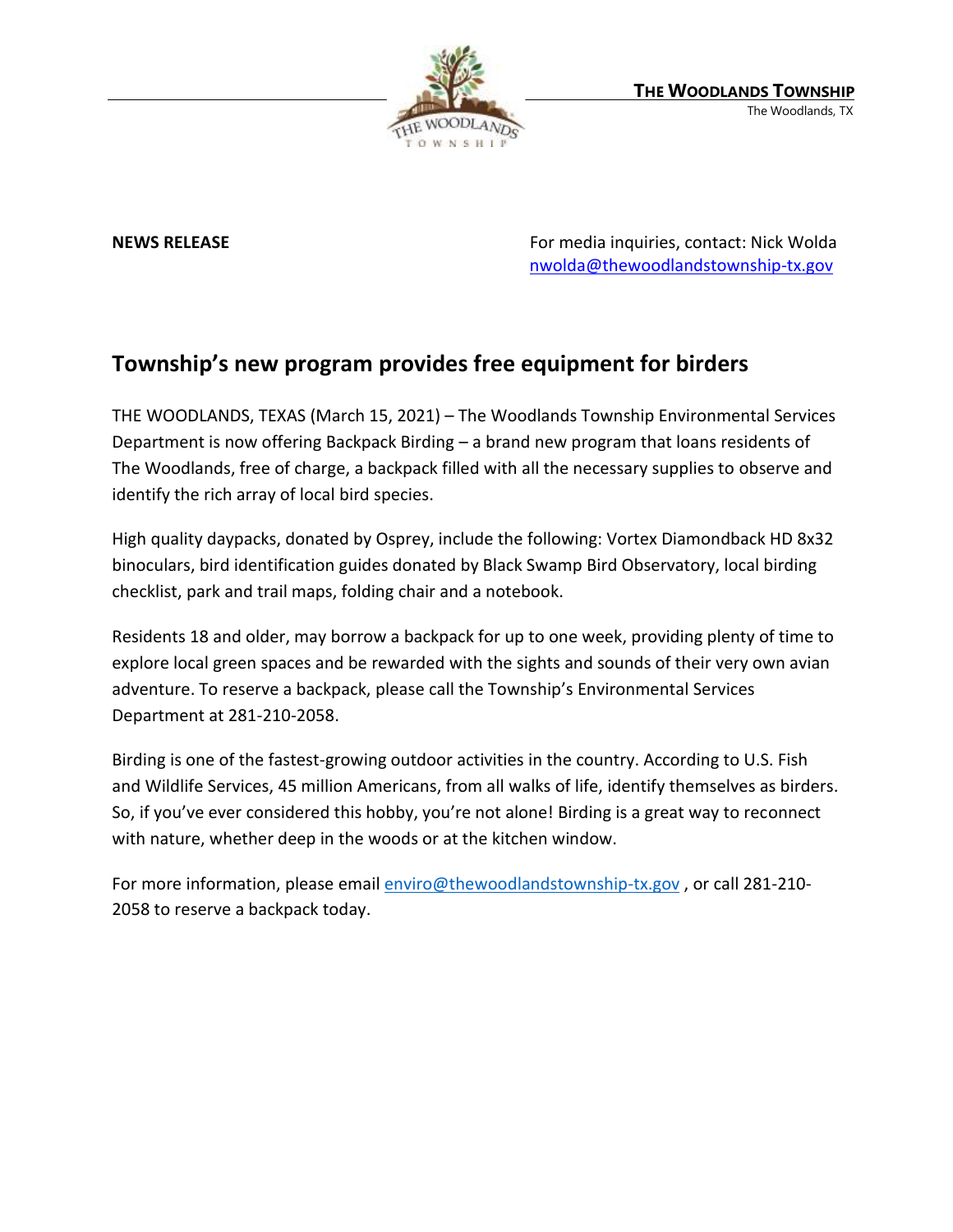**THE WOODLANDS TOWNSHIP**
The Woodlands, TX

**NEWS RELEASE**

For media inquiries, contact: Nick Wolda
nwolda@thewoodlandstownship-tx.gov

## Township's new program provides free equipment for birders

THE WOODLANDS, TEXAS (March 15, 2021) – The Woodlands Township Environmental Services Department is now offering Backpack Birding – a brand new program that loans residents of The Woodlands, free of charge, a backpack filled with all the necessary supplies to observe and identify the rich array of local bird species.

High quality daypacks, donated by Osprey, include the following: Vortex Diamondback HD 8x32 binoculars, bird identification guides donated by Black Swamp Bird Observatory, local birding checklist, park and trail maps, folding chair and a notebook.

Residents 18 and older, may borrow a backpack for up to one week, providing plenty of time to explore local green spaces and be rewarded with the sights and sounds of their very own avian adventure. To reserve a backpack, please call the Township's Environmental Services Department at 281-210-2058.

Birding is one of the fastest-growing outdoor activities in the country. According to U.S. Fish and Wildlife Services, 45 million Americans, from all walks of life, identify themselves as birders. So, if you've ever considered this hobby, you're not alone! Birding is a great way to reconnect with nature, whether deep in the woods or at the kitchen window.

For more information, please email enviro@thewoodlandstownship-tx.gov , or call 281-210-2058 to reserve a backpack today.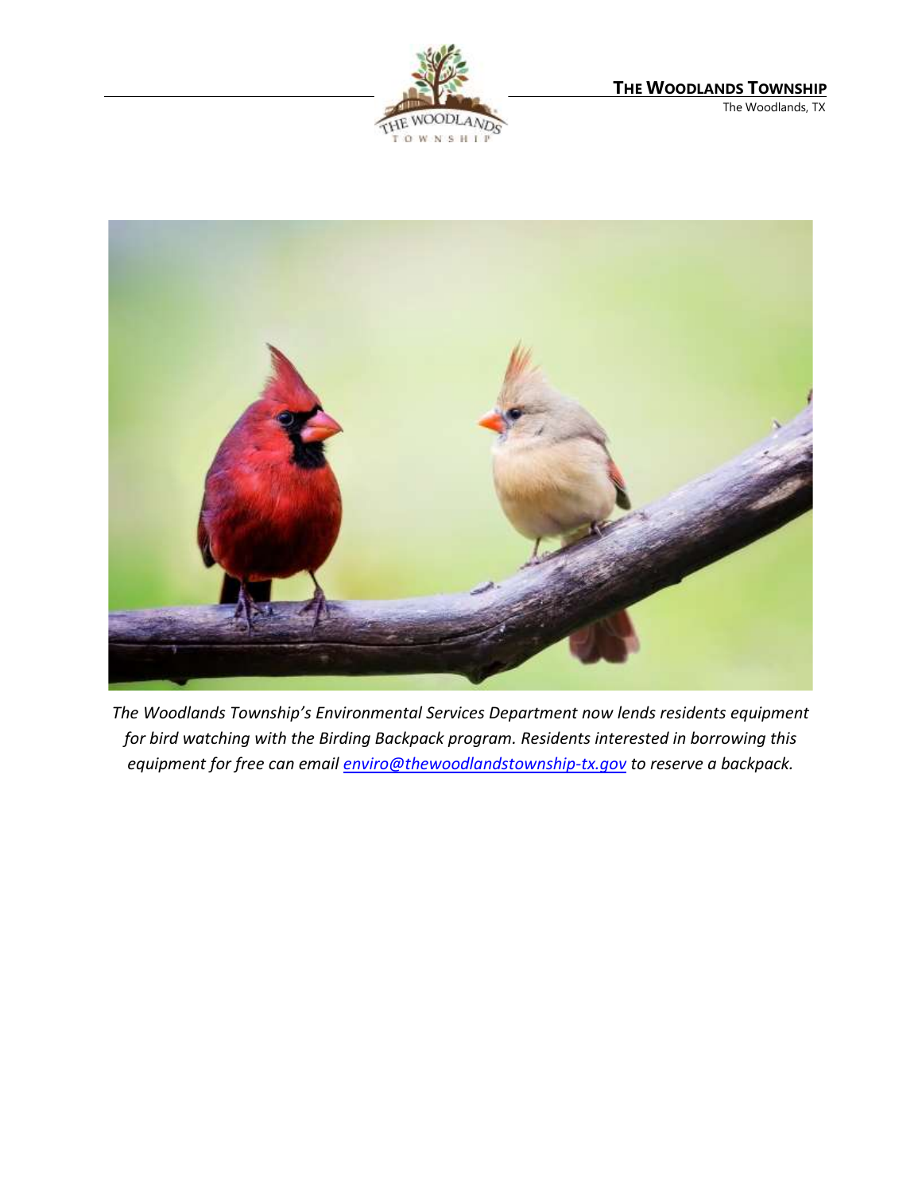*The Woodlands Township's Environmental Services Department now lends residents equipment for bird watching with the Birding Backpack program. Residents interested in borrowing this equipment for free can email [enviro@thewoodlandstownship-tx.gov](mailto:enviro@thewoodlandstownship-tx.gov) to reserve a backpack.*